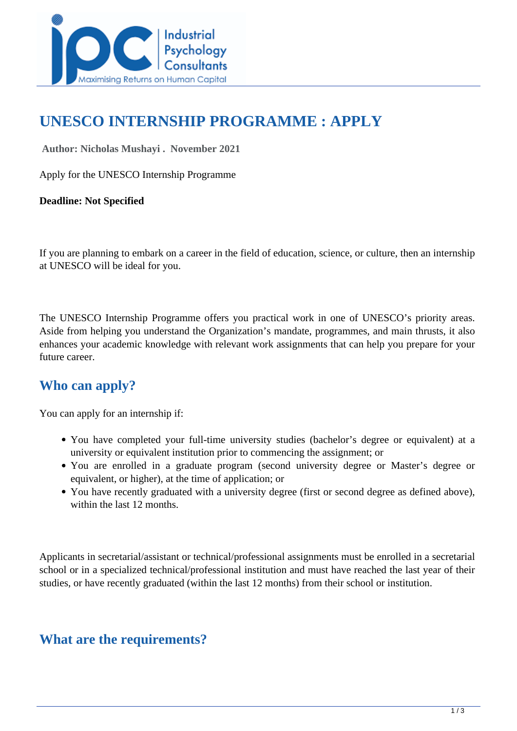# UNESCO INTERNSHIP PROGRAMME : APPLY

**Author: Nicholas Mushayi . November 2021**

Apply for the UNESCO Internship Programme

**Deadline: Not Specified**

If you are planning to embark on a career in the field of education, science, or culture, then an internship at UNESCO will be ideal for you.

The UNESCO Internship Programme offers you practical work in one of UNESCO's priority areas. Aside from helping you understand the Organization's mandate, programmes, and main thrusts, it also enhances your academic knowledge with relevant work assignments that can help you prepare for your future career.

## Who can apply?

You can apply for an internship if:

- You have completed your full-time university studies (bachelor's degree or equivalent) at a university or equivalent institution prior to commencing the assignment; or
- You are enrolled in a graduate program (second university degree or Master's degree or equivalent, or higher), at the time of application; or
- You have recently graduated with a university degree (first or second degree as defined above), within the last 12 months.

Applicants in secretarial/assistant or technical/professional assignments must be enrolled in a secretarial school or in a specialized technical/professional institution and must have reached the last year of their studies, or have recently graduated (within the last 12 months) from their school or institution.

## What are the requirements?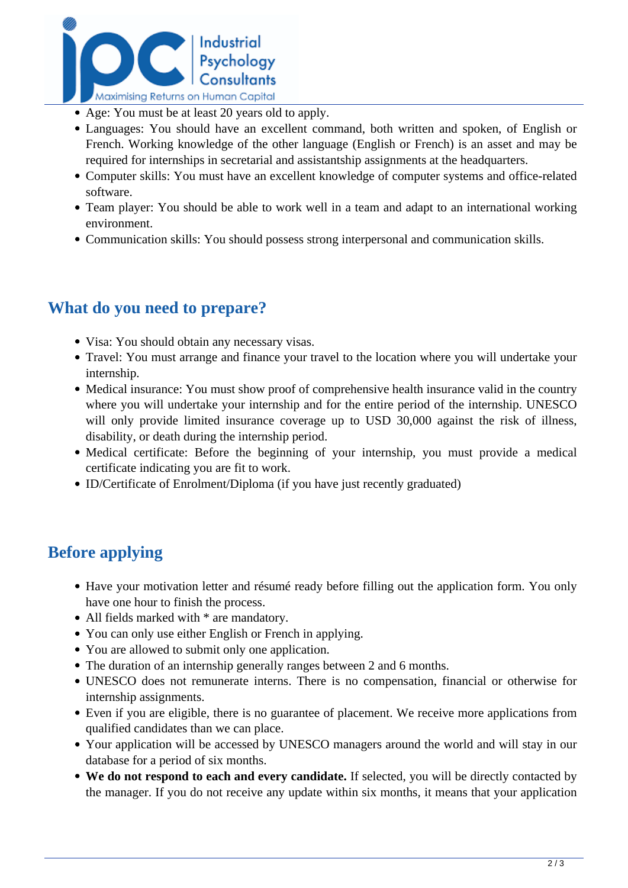- Age: You must be at least 20 years old to apply.
- Languages: You should have an excellent command, both written and spoken, of English or French. Working knowledge of the other language (English or French) is an asset and may be required for internships in secretarial and assistantship assignments at the headquarters.
- Computer skills: You must have an excellent knowledge of computer systems and office-related software.
- Team player: You should be able to work well in a team and adapt to an international working environment.
- Communication skills: You should possess strong interpersonal and communication skills.

## What do you need to prepare?

- Visa: You should obtain any necessary visas.
- Travel: You must arrange and finance your travel to the location where you will undertake your internship.
- Medical insurance: You must show proof of comprehensive health insurance valid in the country where you will undertake your internship and for the entire period of the internship. UNESCO will only provide limited insurance coverage up to USD 30,000 against the risk of illness, disability, or death during the internship period.
- Medical certificate: Before the beginning of your internship, you must provide a medical certificate indicating you are fit to work.
- ID/Certificate of Enrolment/Diploma (if you have just recently graduated)

## Before applying

- Have your motivation letter and résumé ready before filling out the application form. You only have one hour to finish the process.
- All fields marked with * are mandatory.
- You can only use either English or French in applying.
- You are allowed to submit only one application.
- The duration of an internship generally ranges between 2 and 6 months.
- UNESCO does not remunerate interns. There is no compensation, financial or otherwise for internship assignments.
- Even if you are eligible, there is no guarantee of placement. We receive more applications from qualified candidates than we can place.
- Your application will be accessed by UNESCO managers around the world and will stay in our database for a period of six months.
- **We do not respond to each and every candidate.** If selected, you will be directly contacted by the manager. If you do not receive any update within six months, it means that your application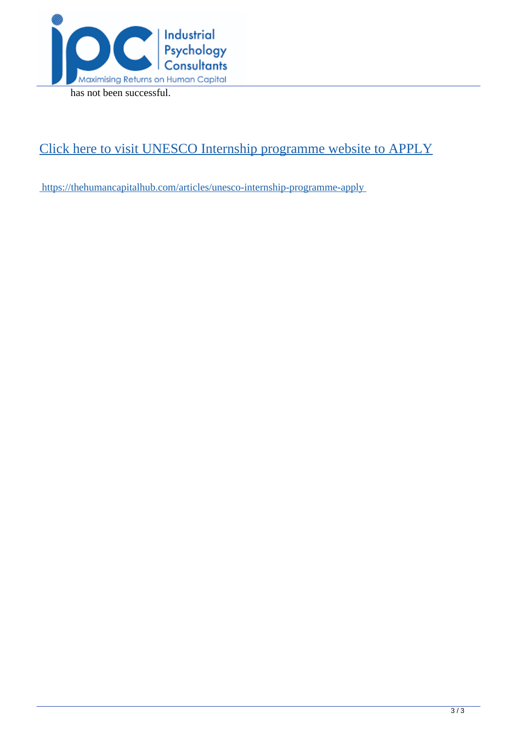has not been successful.

[Click here to visit UNESCO Internship programme website to APPLY](https://thehumancapitalhub.com/articles/unesco-internship-programme-apply)

https://thehumancapitalhub.com/articles/unesco-internship-programme-apply